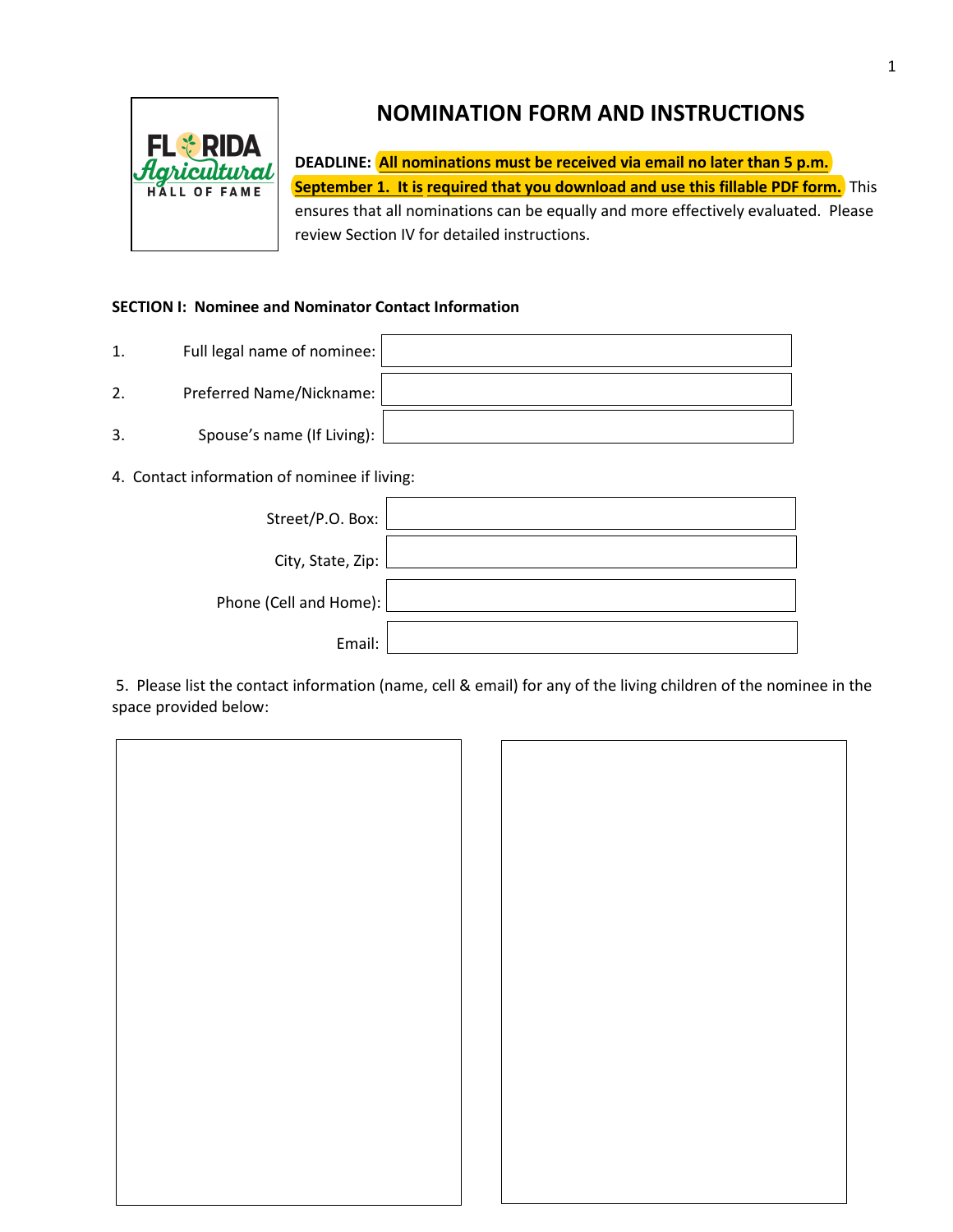# NOMINATION FORM AND INSTRUCTIONS

**DEADLINE:** **All nominations must be received via email no later than 5 p.m. September 1. It is required that you download and use this fillable PDF form.** This ensures that all nominations can be equally and more effectively evaluated. Please review Section IV for detailed instructions.

### SECTION I: Nominee and Nominator Contact Information

1. Full legal name of nominee: 
2. Preferred Name/Nickname: 
3. Spouse's name (If Living): 
4. Contact information of nominee if living:

   Street/P.O. Box: 

   City, State, Zip: 

   Phone (Cell and Home): 

   Email: 

5. Please list the contact information (name, cell & email) for any of the living children of the nominee in the space provided below: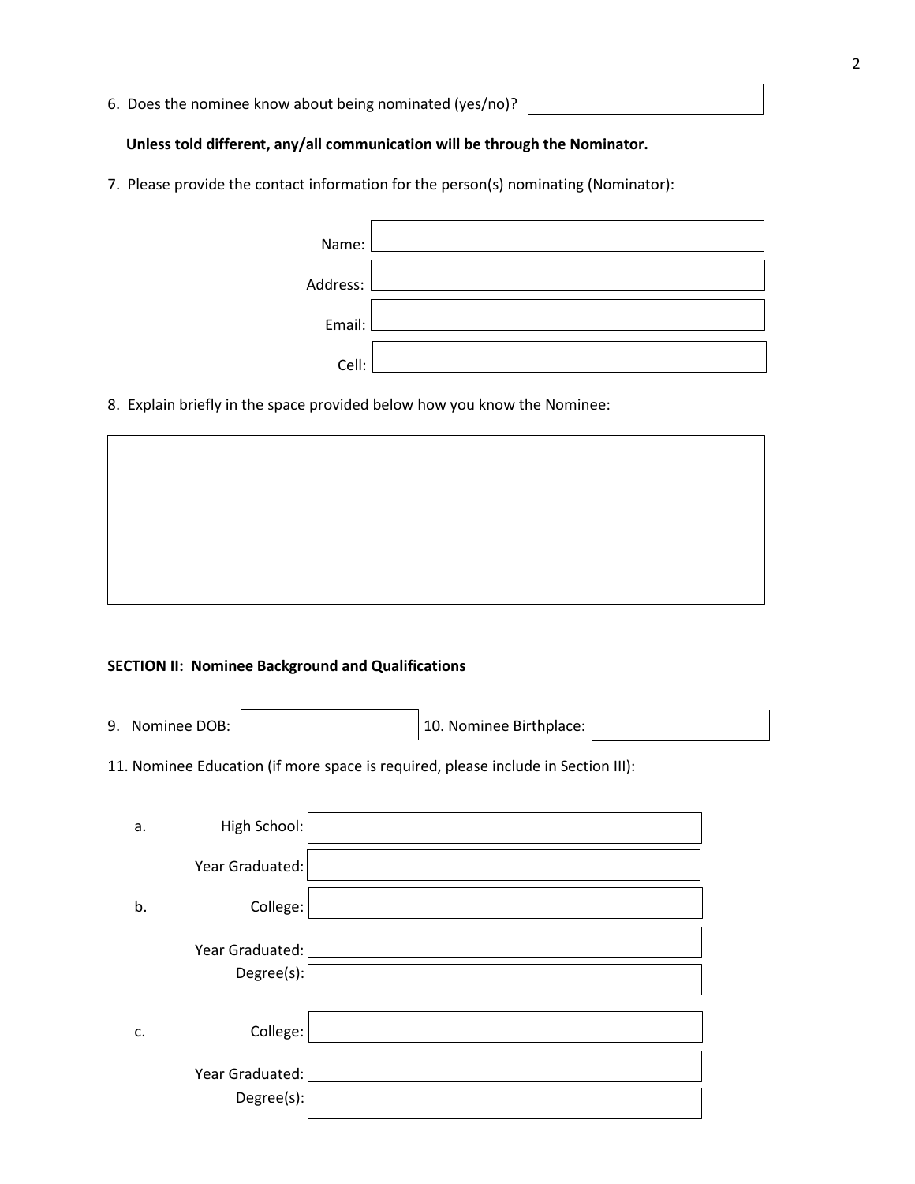6. Does the nominee know about being nominated (yes/no)?

**Unless told different, any/all communication will be through the Nominator.**

7. Please provide the contact information for the person(s) nominating (Nominator):

Name:

Address:

Email:

Cell:

8. Explain briefly in the space provided below how you know the Nominee:

**SECTION II: Nominee Background and Qualifications**

9. Nominee DOB:

10. Nominee Birthplace:

11. Nominee Education (if more space is required, please include in Section III):

a. High School:

Year Graduated:

b. College:

Year Graduated:

Degree(s):

c. College:

Year Graduated:

Degree(s):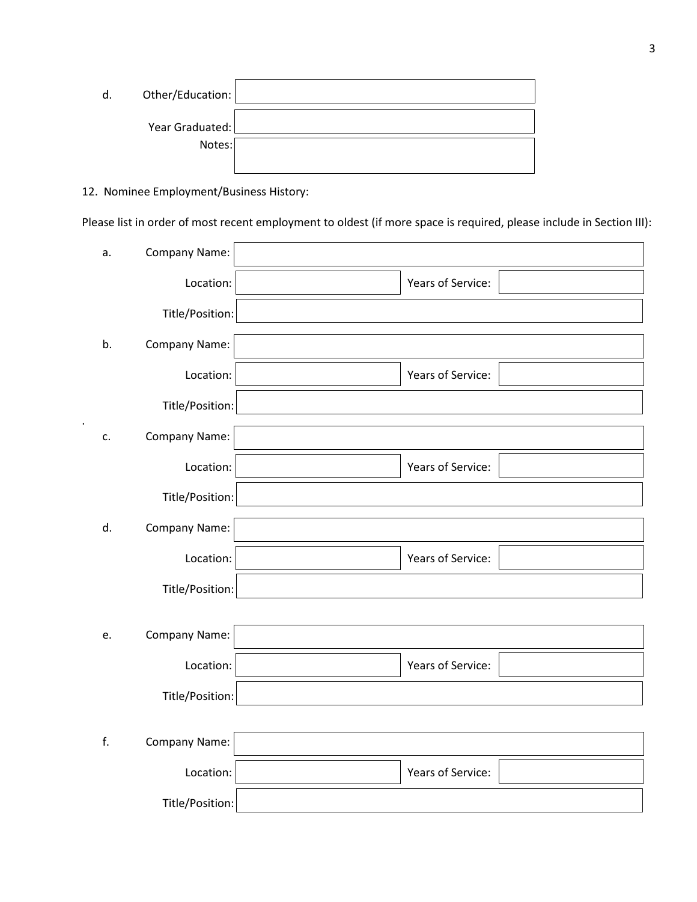d. Other/Education: 

Year Graduated: 

Notes: 

12. Nominee Employment/Business History:

Please list in order of most recent employment to oldest (if more space is required, please include in Section III):

a. Company Name: 

Location: Years of Service: 

Title/Position: 

b. Company Name: 

Location: Years of Service: 

Title/Position: 

c. Company Name: 

Location: Years of Service: 

Title/Position: 

d. Company Name: 

Location: Years of Service: 

Title/Position: 

e. Company Name: 

Location: Years of Service: 

Title/Position: 

f. Company Name: 

Location: Years of Service: 

Title/Position: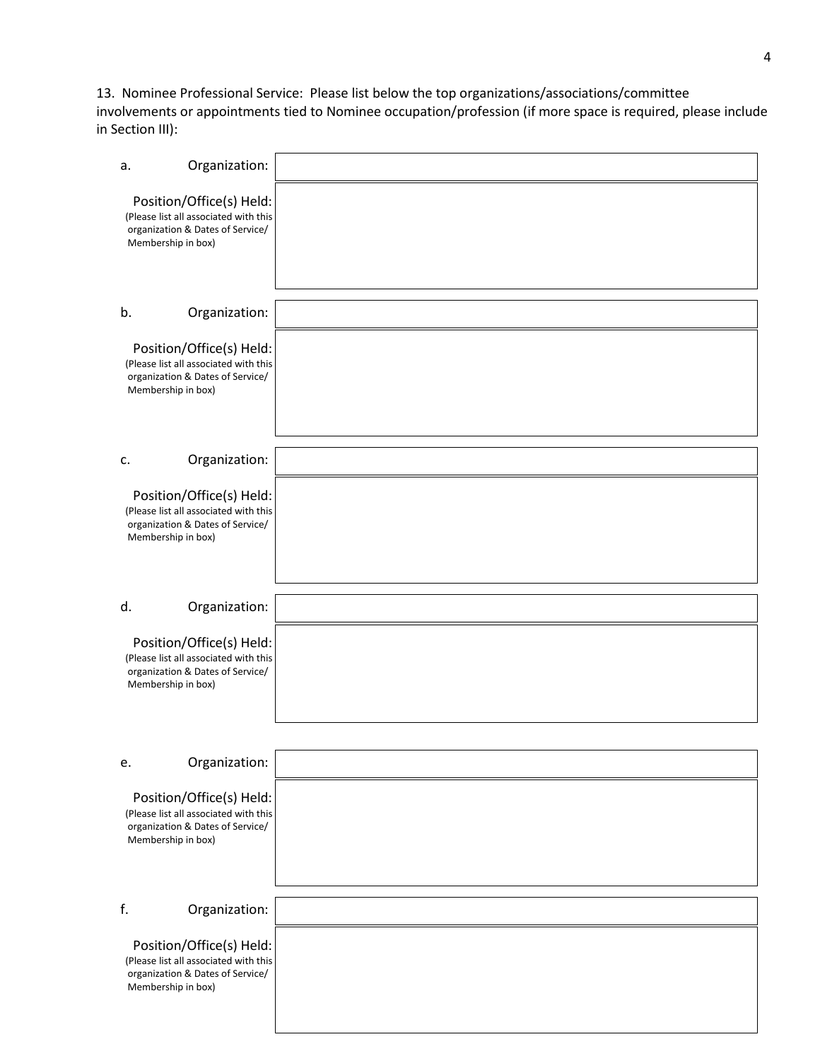13. Nominee Professional Service: Please list below the top organizations/associations/committee involvements or appointments tied to Nominee occupation/profession (if more space is required, please include in Section III):

a. Organization:

Position/Office(s) Held:
(Please list all associated with this organization & Dates of Service/ Membership in box)

b. Organization:

Position/Office(s) Held:
(Please list all associated with this organization & Dates of Service/ Membership in box)

c. Organization:

Position/Office(s) Held:
(Please list all associated with this organization & Dates of Service/ Membership in box)

d. Organization:

Position/Office(s) Held:
(Please list all associated with this organization & Dates of Service/ Membership in box)

e. Organization:

Position/Office(s) Held:
(Please list all associated with this organization & Dates of Service/ Membership in box)

f. Organization:

Position/Office(s) Held:
(Please list all associated with this organization & Dates of Service/ Membership in box)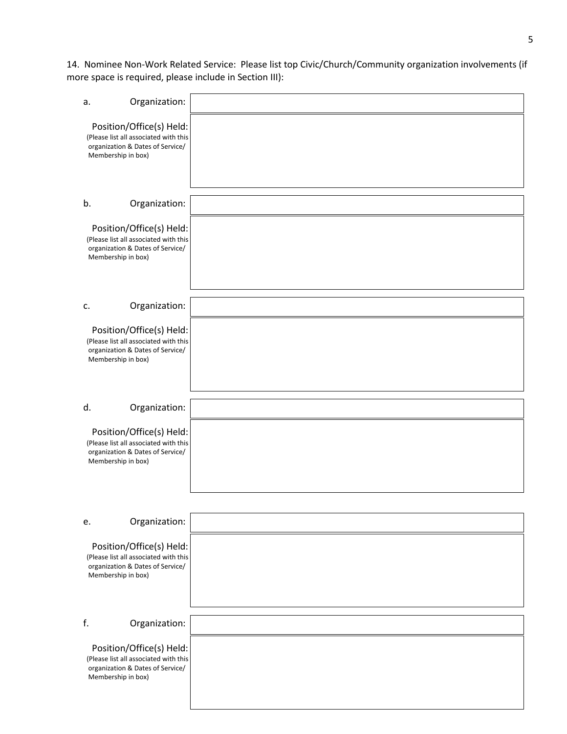14. Nominee Non-Work Related Service: Please list top Civic/Church/Community organization involvements (if more space is required, please include in Section III):

a. Organization:

Position/Office(s) Held:
(Please list all associated with this organization & Dates of Service/ Membership in box)

b. Organization:

Position/Office(s) Held:
(Please list all associated with this organization & Dates of Service/ Membership in box)

c. Organization:

Position/Office(s) Held:
(Please list all associated with this organization & Dates of Service/ Membership in box)

d. Organization:

Position/Office(s) Held:
(Please list all associated with this organization & Dates of Service/ Membership in box)

e. Organization:

Position/Office(s) Held:
(Please list all associated with this organization & Dates of Service/ Membership in box)

f. Organization:

Position/Office(s) Held:
(Please list all associated with this organization & Dates of Service/ Membership in box)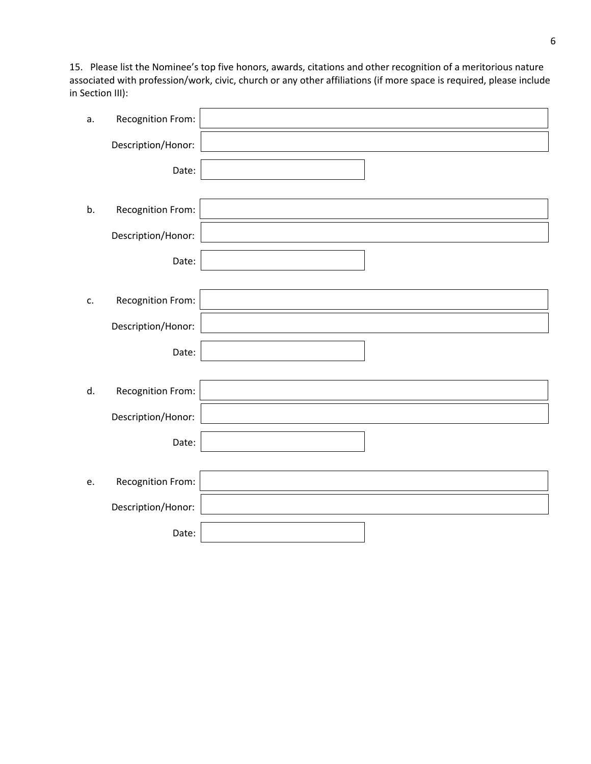15. Please list the Nominee's top five honors, awards, citations and other recognition of a meritorious nature associated with profession/work, civic, church or any other affiliations (if more space is required, please include in Section III):

a. Recognition From:

Description/Honor:

Date:

b. Recognition From:

Description/Honor:

Date:

c. Recognition From:

Description/Honor:

Date:

d. Recognition From:

Description/Honor:

Date:

e. Recognition From:

Description/Honor:

Date: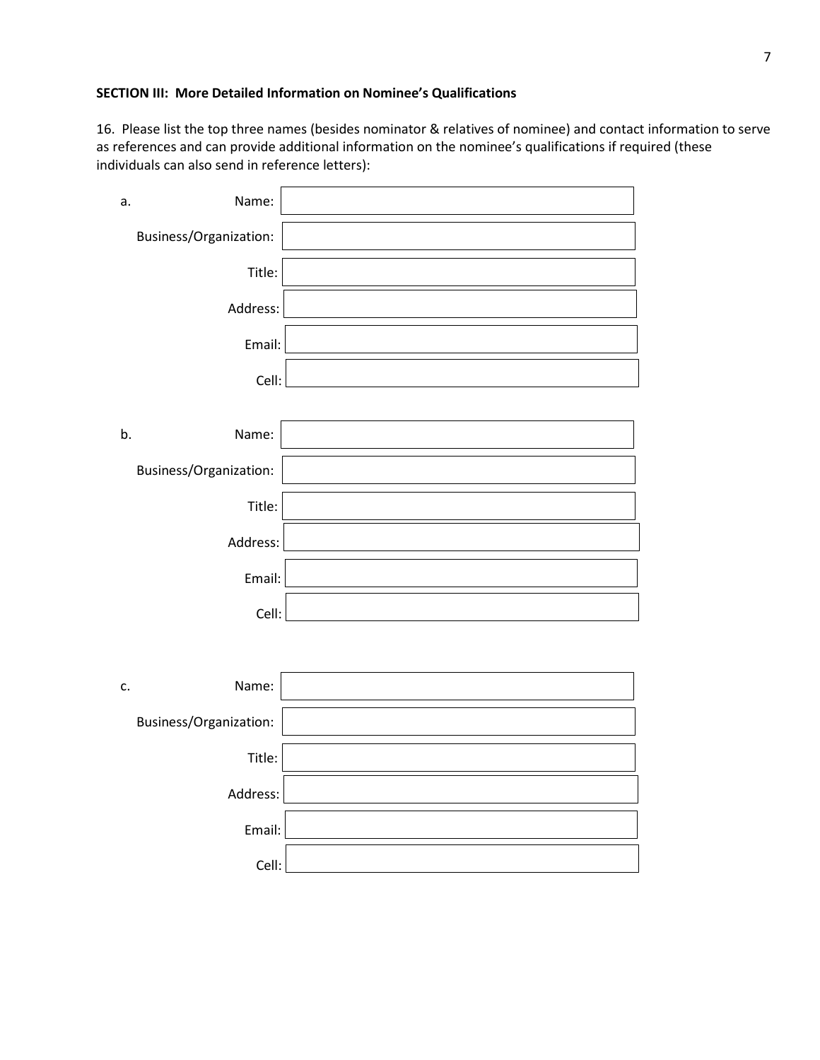**SECTION III: More Detailed Information on Nominee's Qualifications**

16. Please list the top three names (besides nominator & relatives of nominee) and contact information to serve as references and can provide additional information on the nominee's qualifications if required (these individuals can also send in reference letters):

a. Name:

Business/Organization:

Title:

Address:

Email:

Cell:

b. Name:

Business/Organization:

Title:

Address:

Email:

Cell:

c. Name:

Business/Organization:

Title:

Address:

Email:

Cell: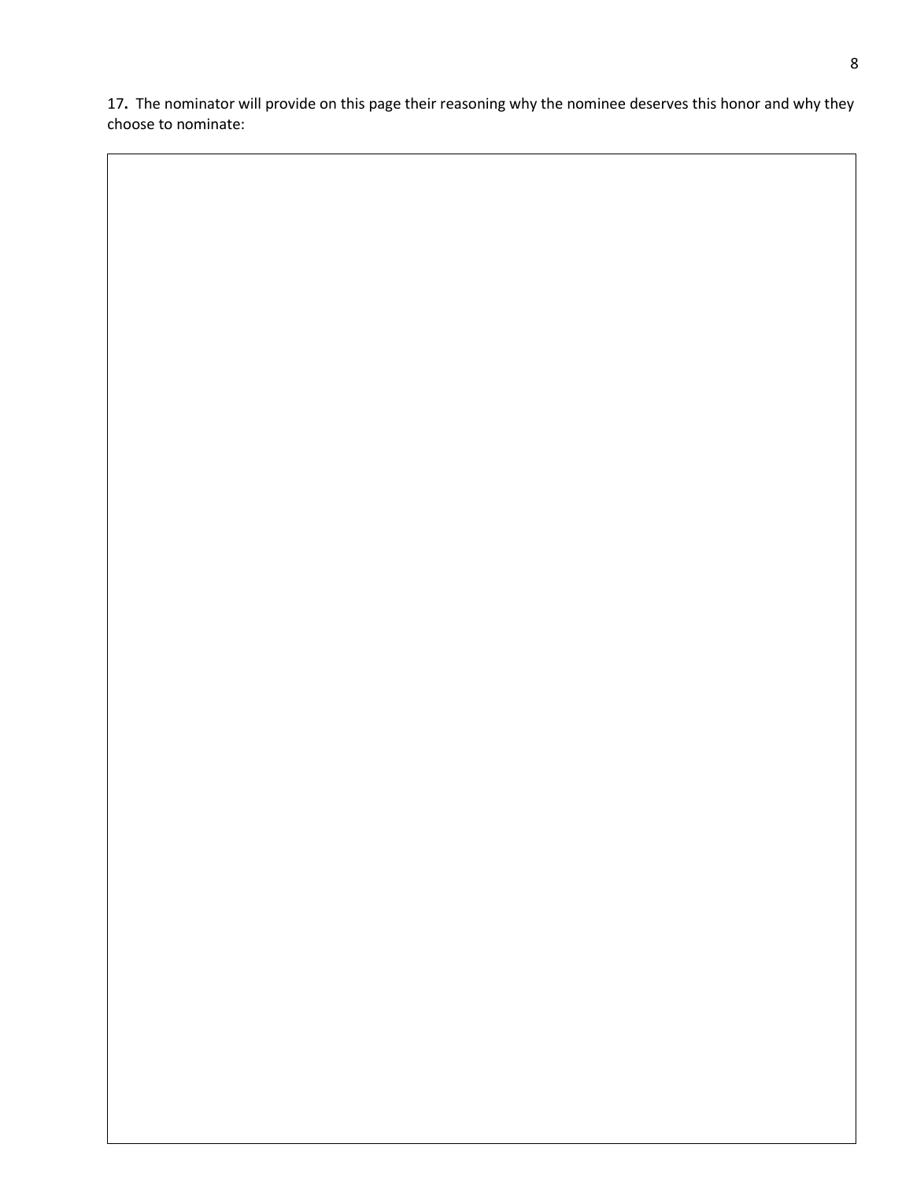**17.** The nominator will provide on this page their reasoning why the nominee deserves this honor and why they choose to nominate: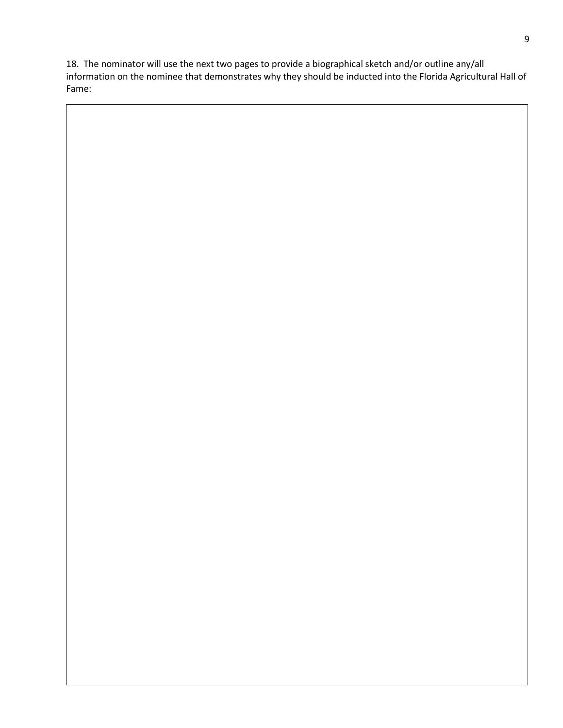18. The nominator will use the next two pages to provide a biographical sketch and/or outline any/all information on the nominee that demonstrates why they should be inducted into the Florida Agricultural Hall of Fame: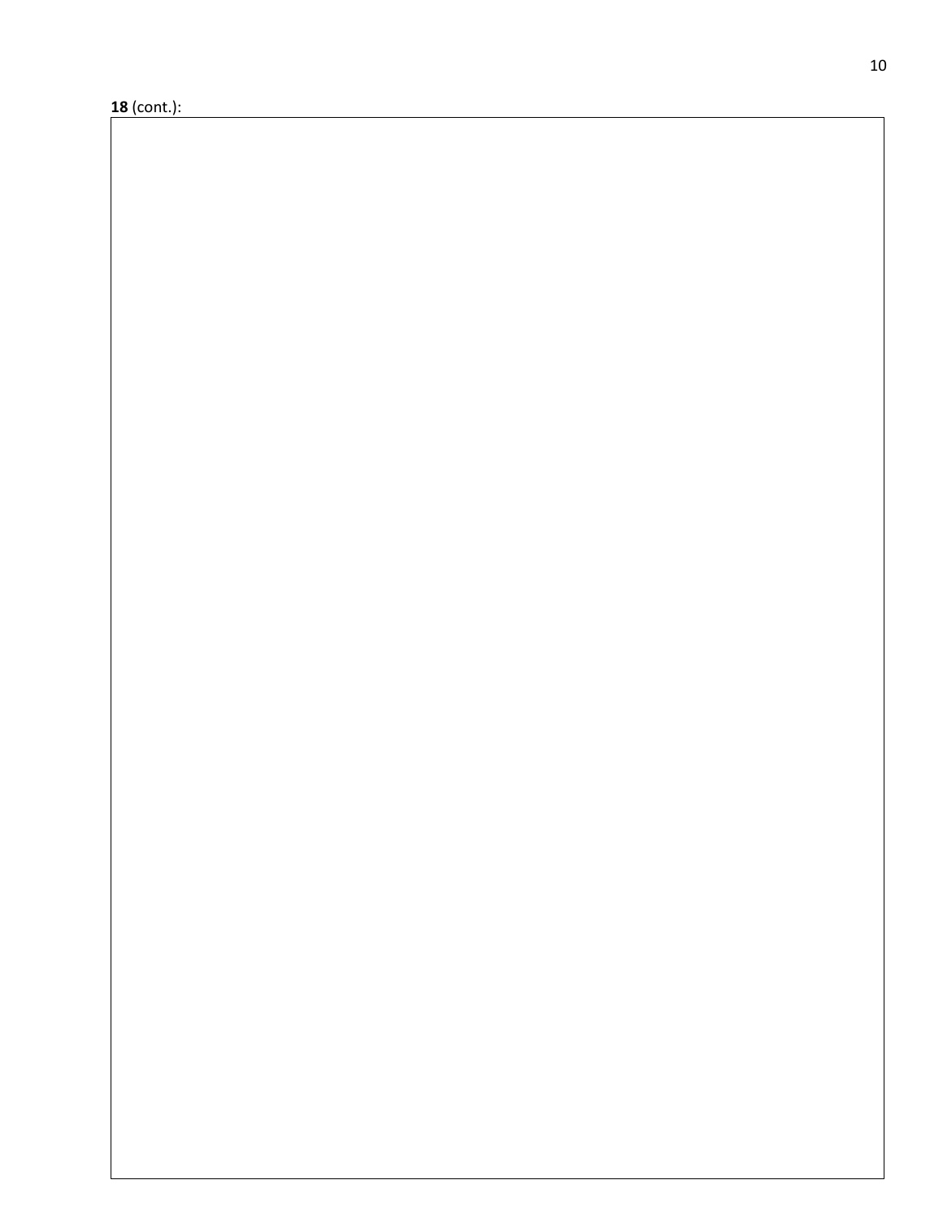**18** (cont.):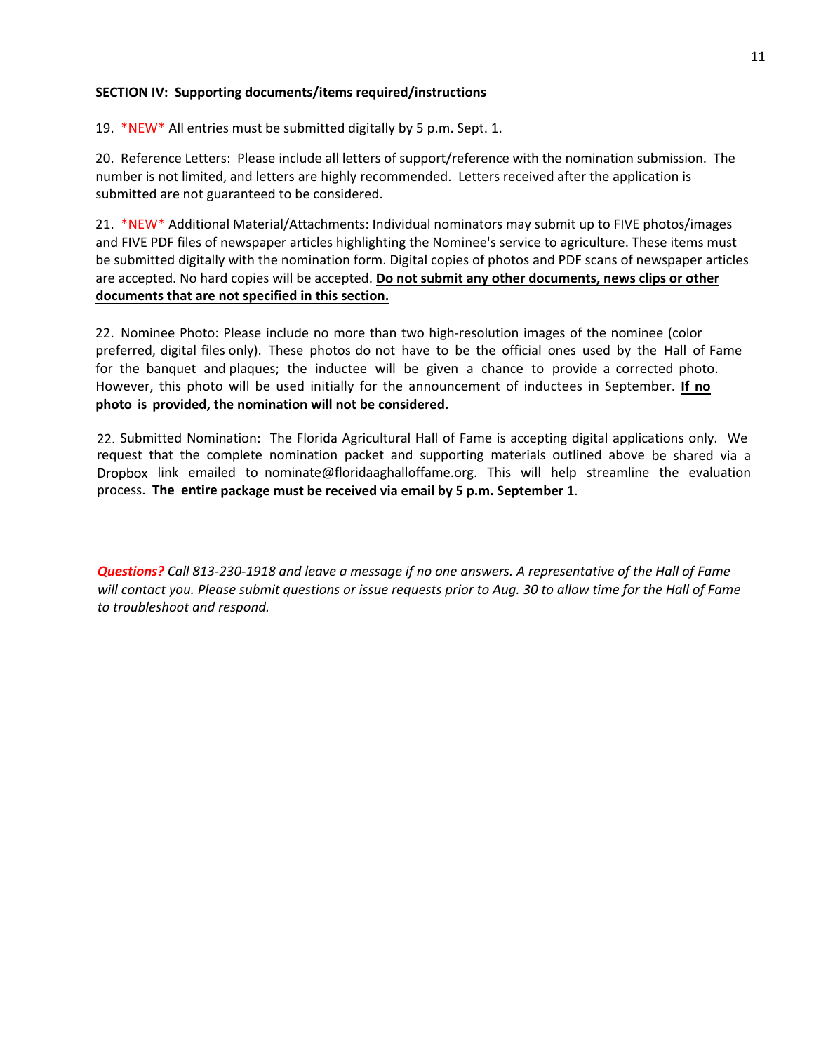**SECTION IV: Supporting documents/items required/instructions**

19. *NEW* All entries must be submitted digitally by 5 p.m. Sept. 1.

20. Reference Letters: Please include all letters of support/reference with the nomination submission. The number is not limited, and letters are highly recommended. Letters received after the application is submitted are not guaranteed to be considered.

21. *NEW* Additional Material/Attachments: Individual nominators may submit up to FIVE photos/images and FIVE PDF files of newspaper articles highlighting the Nominee's service to agriculture. These items must be submitted digitally with the nomination form. Digital copies of photos and PDF scans of newspaper articles are accepted. No hard copies will be accepted. **Do not submit any other documents, news clips or other documents that are not specified in this section.**

22. Nominee Photo: Please include no more than two high-resolution images of the nominee (color preferred, digital files only). These photos do not have to be the official ones used by the Hall of Fame for the banquet and plaques; the inductee will be given a chance to provide a corrected photo. However, this photo will be used initially for the announcement of inductees in September. **If no photo is provided, the nomination will not be considered.**

22. Submitted Nomination: The Florida Agricultural Hall of Fame is accepting digital applications only. We request that the complete nomination packet and supporting materials outlined above be shared via a Dropbox link emailed to nominate@floridaaghalloffame.org. This will help streamline the evaluation process. **The entire package must be received via email by 5 p.m. September 1**.

***Questions?*** *Call 813-230-1918 and leave a message if no one answers. A representative of the Hall of Fame will contact you. Please submit questions or issue requests prior to Aug. 30 to allow time for the Hall of Fame to troubleshoot and respond.*